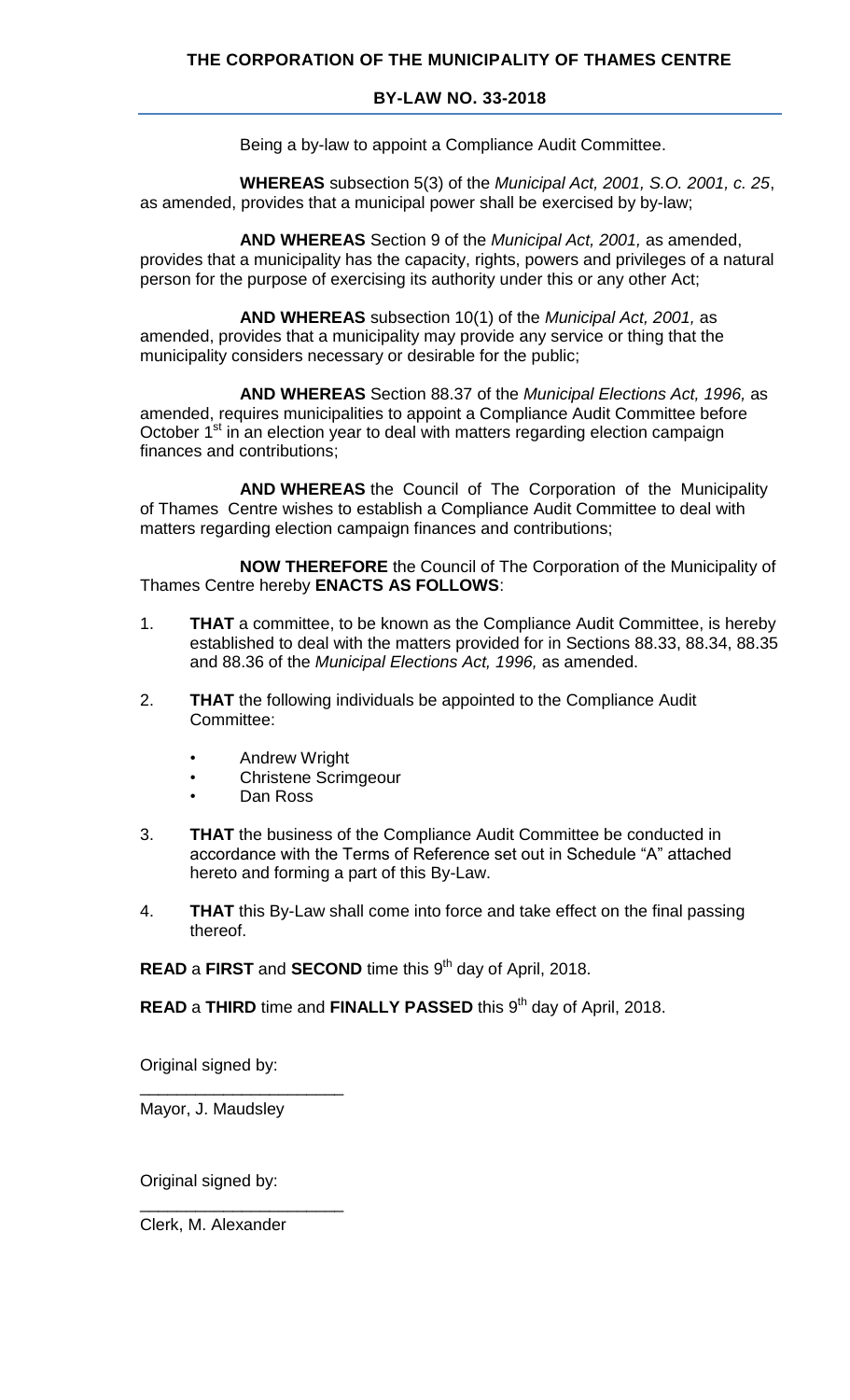**THE CORPORATION OF THE MUNICIPALITY OF THAMES CENTRE**

**BY-LAW NO. 33-2018**

Being a by-law to appoint a Compliance Audit Committee.

**WHEREAS** subsection 5(3) of the *Municipal Act, 2001, S.O. 2001, c. 25*, as amended, provides that a municipal power shall be exercised by by-law;

**AND WHEREAS** Section 9 of the *Municipal Act, 2001,* as amended, provides that a municipality has the capacity, rights, powers and privileges of a natural person for the purpose of exercising its authority under this or any other Act;

**AND WHEREAS** subsection 10(1) of the *Municipal Act, 2001,* as amended, provides that a municipality may provide any service or thing that the municipality considers necessary or desirable for the public;

**AND WHEREAS** Section 88.37 of the *Municipal Elections Act, 1996,* as amended, requires municipalities to appoint a Compliance Audit Committee before October 1st in an election year to deal with matters regarding election campaign finances and contributions;

**AND WHEREAS** the Council of The Corporation of the Municipality of Thames Centre wishes to establish a Compliance Audit Committee to deal with matters regarding election campaign finances and contributions;

**NOW THEREFORE** the Council of The Corporation of the Municipality of Thames Centre hereby **ENACTS AS FOLLOWS**:

1. **THAT** a committee, to be known as the Compliance Audit Committee, is hereby established to deal with the matters provided for in Sections 88.33, 88.34, 88.35 and 88.36 of the *Municipal Elections Act, 1996,* as amended.

2. **THAT** the following individuals be appointed to the Compliance Audit Committee:

   - Andrew Wright
   - Christene Scrimgeour
   - Dan Ross

3. **THAT** the business of the Compliance Audit Committee be conducted in accordance with the Terms of Reference set out in Schedule "A" attached hereto and forming a part of this By-Law.

4. **THAT** this By-Law shall come into force and take effect on the final passing thereof.

**READ** a **FIRST** and **SECOND** time this 9th day of April, 2018.

**READ** a **THIRD** time and **FINALLY PASSED** this 9th day of April, 2018.

Original signed by:

______________________

Mayor, J. Maudsley

Original signed by:

______________________

Clerk, M. Alexander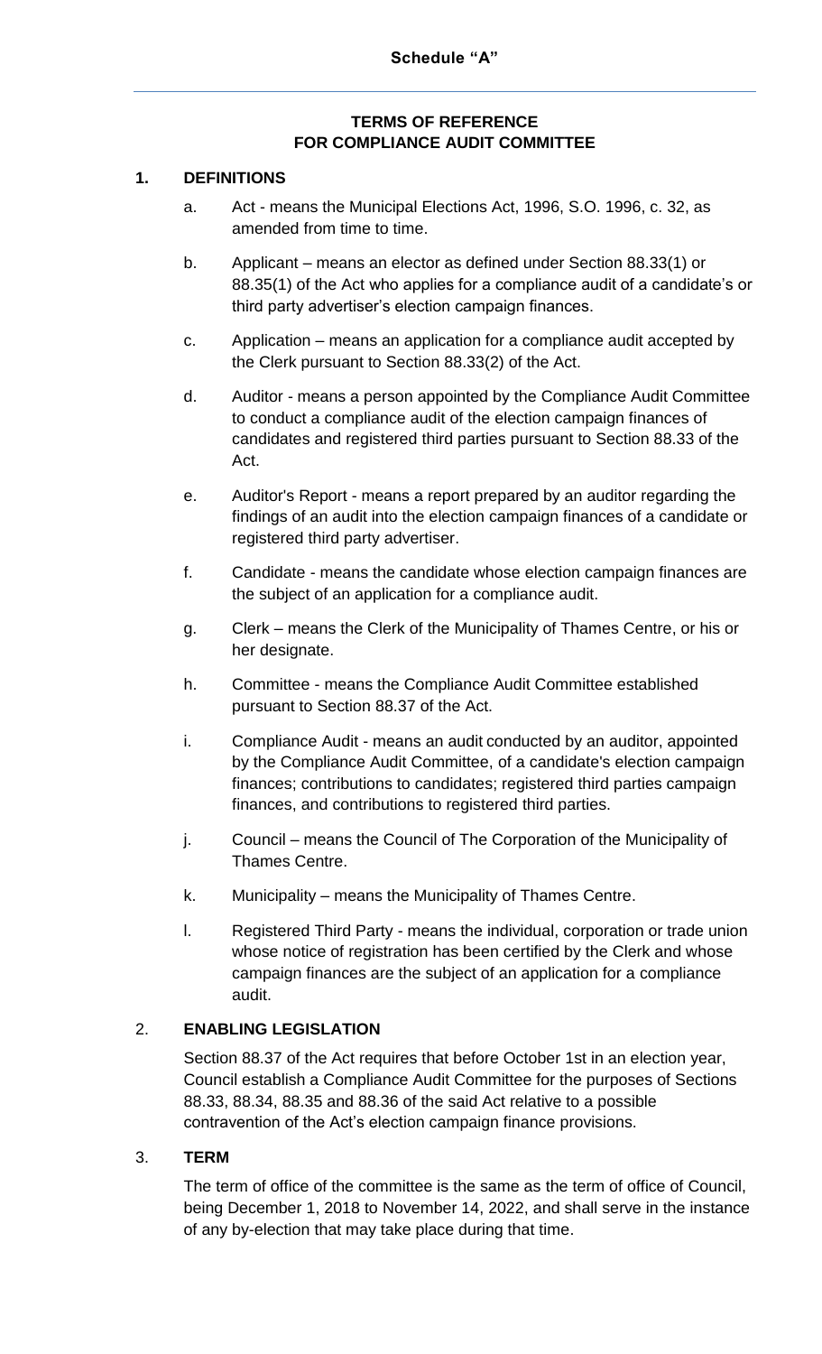**Schedule "A"**

## TERMS OF REFERENCE FOR COMPLIANCE AUDIT COMMITTEE

### 1. DEFINITIONS

a. Act - means the Municipal Elections Act, 1996, S.O. 1996, c. 32, as amended from time to time.

b. Applicant – means an elector as defined under Section 88.33(1) or 88.35(1) of the Act who applies for a compliance audit of a candidate's or third party advertiser's election campaign finances.

c. Application – means an application for a compliance audit accepted by the Clerk pursuant to Section 88.33(2) of the Act.

d. Auditor - means a person appointed by the Compliance Audit Committee to conduct a compliance audit of the election campaign finances of candidates and registered third parties pursuant to Section 88.33 of the Act.

e. Auditor's Report - means a report prepared by an auditor regarding the findings of an audit into the election campaign finances of a candidate or registered third party advertiser.

f. Candidate - means the candidate whose election campaign finances are the subject of an application for a compliance audit.

g. Clerk – means the Clerk of the Municipality of Thames Centre, or his or her designate.

h. Committee - means the Compliance Audit Committee established pursuant to Section 88.37 of the Act.

i. Compliance Audit - means an audit conducted by an auditor, appointed by the Compliance Audit Committee, of a candidate's election campaign finances; contributions to candidates; registered third parties campaign finances, and contributions to registered third parties.

j. Council – means the Council of The Corporation of the Municipality of Thames Centre.

k. Municipality – means the Municipality of Thames Centre.

l. Registered Third Party - means the individual, corporation or trade union whose notice of registration has been certified by the Clerk and whose campaign finances are the subject of an application for a compliance audit.

### 2. ENABLING LEGISLATION

Section 88.37 of the Act requires that before October 1st in an election year, Council establish a Compliance Audit Committee for the purposes of Sections 88.33, 88.34, 88.35 and 88.36 of the said Act relative to a possible contravention of the Act's election campaign finance provisions.

### 3. TERM

The term of office of the committee is the same as the term of office of Council, being December 1, 2018 to November 14, 2022, and shall serve in the instance of any by-election that may take place during that time.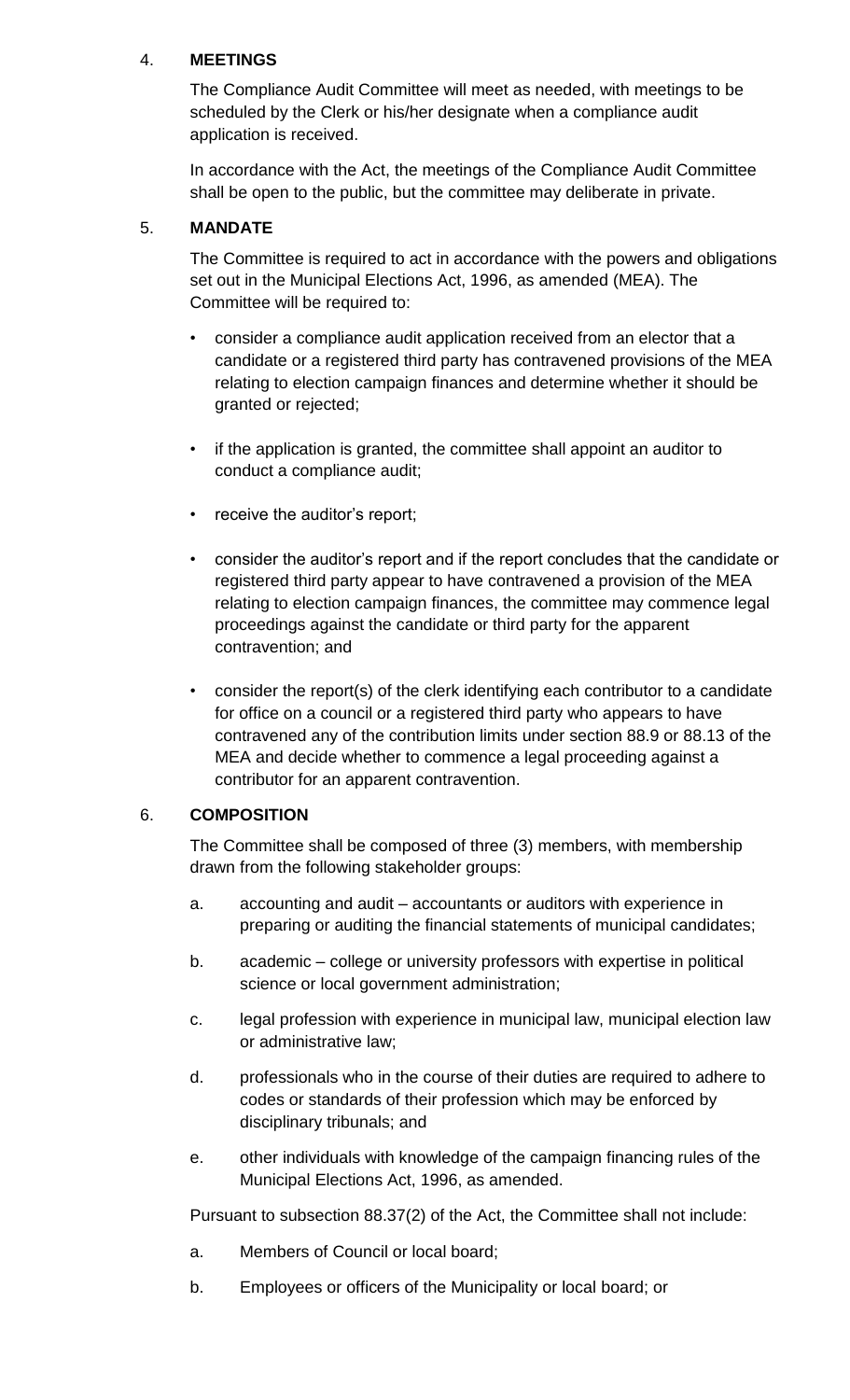## 4. MEETINGS

The Compliance Audit Committee will meet as needed, with meetings to be scheduled by the Clerk or his/her designate when a compliance audit application is received.

In accordance with the Act, the meetings of the Compliance Audit Committee shall be open to the public, but the committee may deliberate in private.

## 5. MANDATE

The Committee is required to act in accordance with the powers and obligations set out in the Municipal Elections Act, 1996, as amended (MEA). The Committee will be required to:

- consider a compliance audit application received from an elector that a candidate or a registered third party has contravened provisions of the MEA relating to election campaign finances and determine whether it should be granted or rejected;
- if the application is granted, the committee shall appoint an auditor to conduct a compliance audit;
- receive the auditor's report;
- consider the auditor's report and if the report concludes that the candidate or registered third party appear to have contravened a provision of the MEA relating to election campaign finances, the committee may commence legal proceedings against the candidate or third party for the apparent contravention; and
- consider the report(s) of the clerk identifying each contributor to a candidate for office on a council or a registered third party who appears to have contravened any of the contribution limits under section 88.9 or 88.13 of the MEA and decide whether to commence a legal proceeding against a contributor for an apparent contravention.

## 6. COMPOSITION

The Committee shall be composed of three (3) members, with membership drawn from the following stakeholder groups:

a. accounting and audit – accountants or auditors with experience in preparing or auditing the financial statements of municipal candidates;

b. academic – college or university professors with expertise in political science or local government administration;

c. legal profession with experience in municipal law, municipal election law or administrative law;

d. professionals who in the course of their duties are required to adhere to codes or standards of their profession which may be enforced by disciplinary tribunals; and

e. other individuals with knowledge of the campaign financing rules of the Municipal Elections Act, 1996, as amended.

Pursuant to subsection 88.37(2) of the Act, the Committee shall not include:

a. Members of Council or local board;

b. Employees or officers of the Municipality or local board; or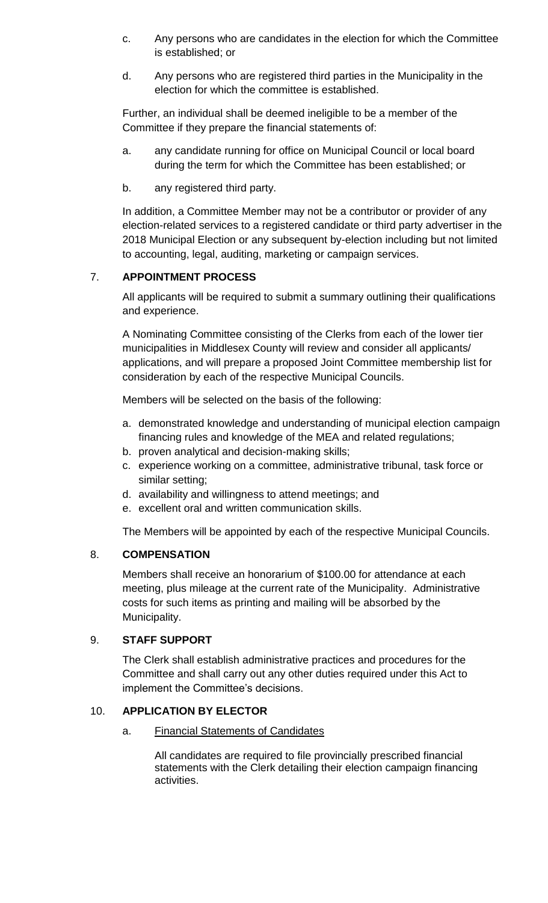c. Any persons who are candidates in the election for which the Committee is established; or

d. Any persons who are registered third parties in the Municipality in the election for which the committee is established.

Further, an individual shall be deemed ineligible to be a member of the Committee if they prepare the financial statements of:

a. any candidate running for office on Municipal Council or local board during the term for which the Committee has been established; or

b. any registered third party.

In addition, a Committee Member may not be a contributor or provider of any election-related services to a registered candidate or third party advertiser in the 2018 Municipal Election or any subsequent by-election including but not limited to accounting, legal, auditing, marketing or campaign services.

## 7. **APPOINTMENT PROCESS**

All applicants will be required to submit a summary outlining their qualifications and experience.

A Nominating Committee consisting of the Clerks from each of the lower tier municipalities in Middlesex County will review and consider all applicants/ applications, and will prepare a proposed Joint Committee membership list for consideration by each of the respective Municipal Councils.

Members will be selected on the basis of the following:

a. demonstrated knowledge and understanding of municipal election campaign financing rules and knowledge of the MEA and related regulations;
b. proven analytical and decision-making skills;
c. experience working on a committee, administrative tribunal, task force or similar setting;
d. availability and willingness to attend meetings; and
e. excellent oral and written communication skills.

The Members will be appointed by each of the respective Municipal Councils.

## 8. **COMPENSATION**

Members shall receive an honorarium of $100.00 for attendance at each meeting, plus mileage at the current rate of the Municipality. Administrative costs for such items as printing and mailing will be absorbed by the Municipality.

## 9. **STAFF SUPPORT**

The Clerk shall establish administrative practices and procedures for the Committee and shall carry out any other duties required under this Act to implement the Committee's decisions.

## 10. **APPLICATION BY ELECTOR**

a. Financial Statements of Candidates

All candidates are required to file provincially prescribed financial statements with the Clerk detailing their election campaign financing activities.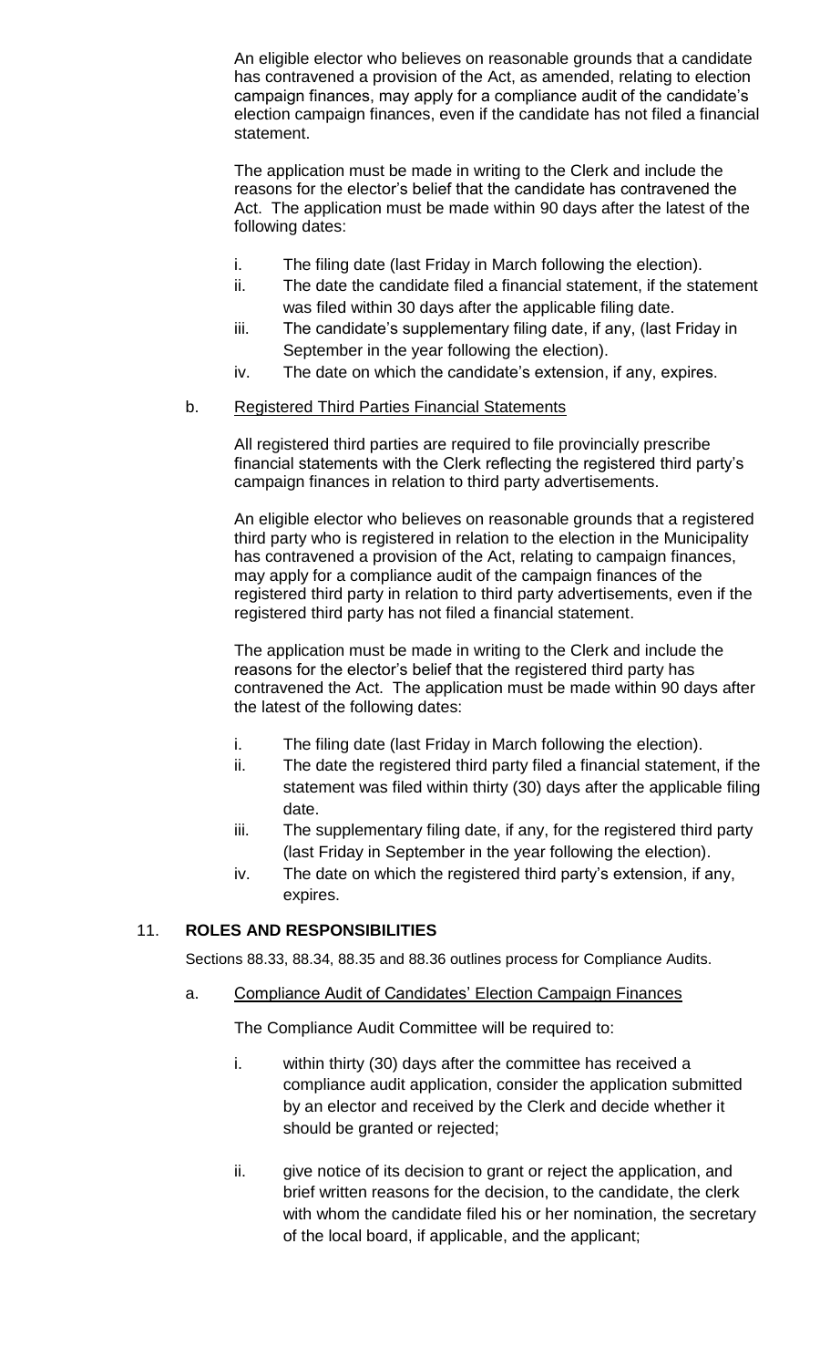An eligible elector who believes on reasonable grounds that a candidate has contravened a provision of the Act, as amended, relating to election campaign finances, may apply for a compliance audit of the candidate's election campaign finances, even if the candidate has not filed a financial statement.

The application must be made in writing to the Clerk and include the reasons for the elector's belief that the candidate has contravened the Act. The application must be made within 90 days after the latest of the following dates:

i. The filing date (last Friday in March following the election).
ii. The date the candidate filed a financial statement, if the statement was filed within 30 days after the applicable filing date.
iii. The candidate's supplementary filing date, if any, (last Friday in September in the year following the election).
iv. The date on which the candidate's extension, if any, expires.

b. Registered Third Parties Financial Statements

All registered third parties are required to file provincially prescribe financial statements with the Clerk reflecting the registered third party's campaign finances in relation to third party advertisements.

An eligible elector who believes on reasonable grounds that a registered third party who is registered in relation to the election in the Municipality has contravened a provision of the Act, relating to campaign finances, may apply for a compliance audit of the campaign finances of the registered third party in relation to third party advertisements, even if the registered third party has not filed a financial statement.

The application must be made in writing to the Clerk and include the reasons for the elector's belief that the registered third party has contravened the Act. The application must be made within 90 days after the latest of the following dates:

i. The filing date (last Friday in March following the election).
ii. The date the registered third party filed a financial statement, if the statement was filed within thirty (30) days after the applicable filing date.
iii. The supplementary filing date, if any, for the registered third party (last Friday in September in the year following the election).
iv. The date on which the registered third party's extension, if any, expires.

## 11. ROLES AND RESPONSIBILITIES

Sections 88.33, 88.34, 88.35 and 88.36 outlines process for Compliance Audits.

a. Compliance Audit of Candidates' Election Campaign Finances

The Compliance Audit Committee will be required to:

i. within thirty (30) days after the committee has received a compliance audit application, consider the application submitted by an elector and received by the Clerk and decide whether it should be granted or rejected;

ii. give notice of its decision to grant or reject the application, and brief written reasons for the decision, to the candidate, the clerk with whom the candidate filed his or her nomination, the secretary of the local board, if applicable, and the applicant;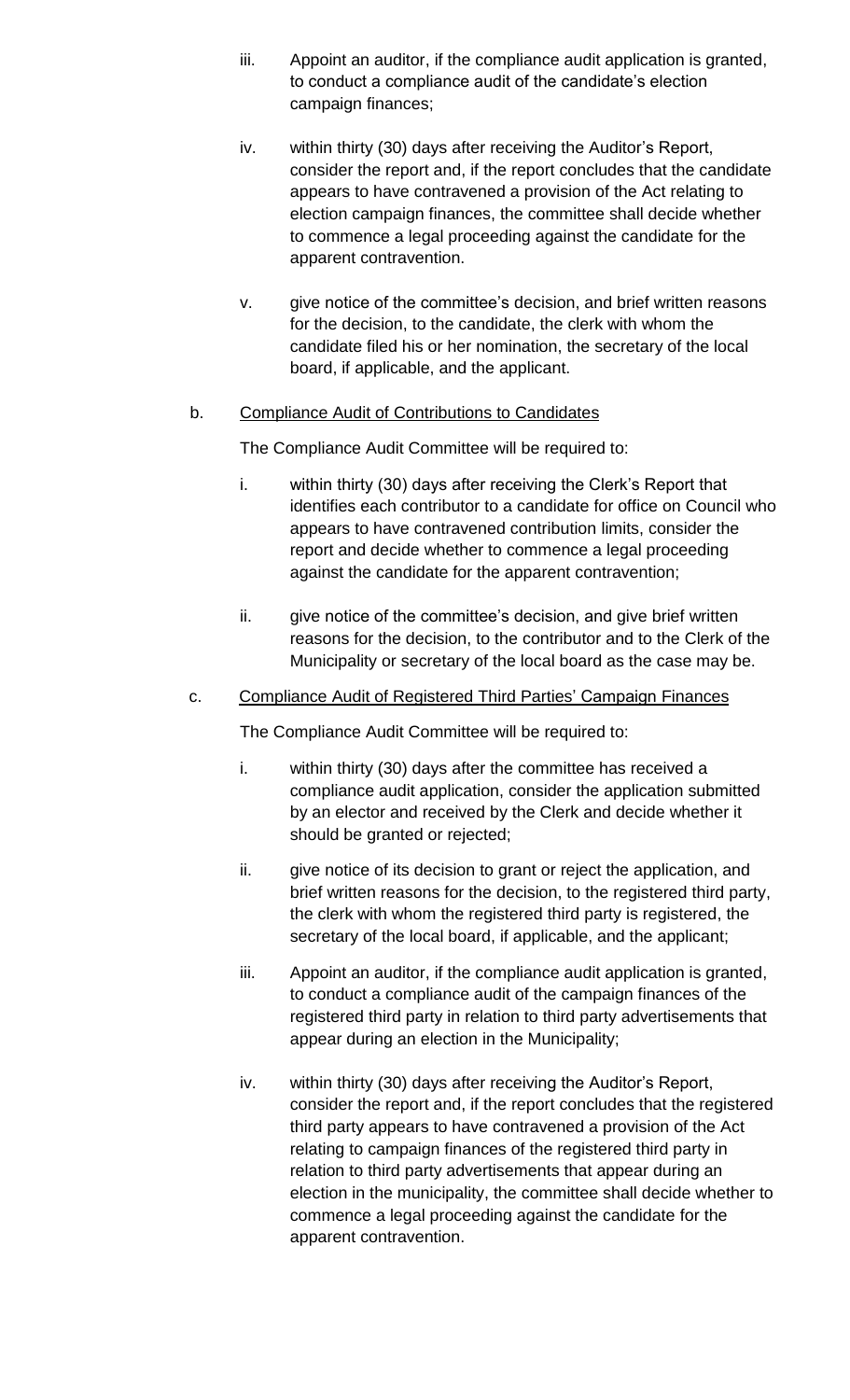iii. Appoint an auditor, if the compliance audit application is granted, to conduct a compliance audit of the candidate's election campaign finances;

iv. within thirty (30) days after receiving the Auditor's Report, consider the report and, if the report concludes that the candidate appears to have contravened a provision of the Act relating to election campaign finances, the committee shall decide whether to commence a legal proceeding against the candidate for the apparent contravention.

v. give notice of the committee's decision, and brief written reasons for the decision, to the candidate, the clerk with whom the candidate filed his or her nomination, the secretary of the local board, if applicable, and the applicant.

b. <u>Compliance Audit of Contributions to Candidates</u>

The Compliance Audit Committee will be required to:

i. within thirty (30) days after receiving the Clerk's Report that identifies each contributor to a candidate for office on Council who appears to have contravened contribution limits, consider the report and decide whether to commence a legal proceeding against the candidate for the apparent contravention;

ii. give notice of the committee's decision, and give brief written reasons for the decision, to the contributor and to the Clerk of the Municipality or secretary of the local board as the case may be.

c. <u>Compliance Audit of Registered Third Parties' Campaign Finances</u>

The Compliance Audit Committee will be required to:

i. within thirty (30) days after the committee has received a compliance audit application, consider the application submitted by an elector and received by the Clerk and decide whether it should be granted or rejected;

ii. give notice of its decision to grant or reject the application, and brief written reasons for the decision, to the registered third party, the clerk with whom the registered third party is registered, the secretary of the local board, if applicable, and the applicant;

iii. Appoint an auditor, if the compliance audit application is granted, to conduct a compliance audit of the campaign finances of the registered third party in relation to third party advertisements that appear during an election in the Municipality;

iv. within thirty (30) days after receiving the Auditor's Report, consider the report and, if the report concludes that the registered third party appears to have contravened a provision of the Act relating to campaign finances of the registered third party in relation to third party advertisements that appear during an election in the municipality, the committee shall decide whether to commence a legal proceeding against the candidate for the apparent contravention.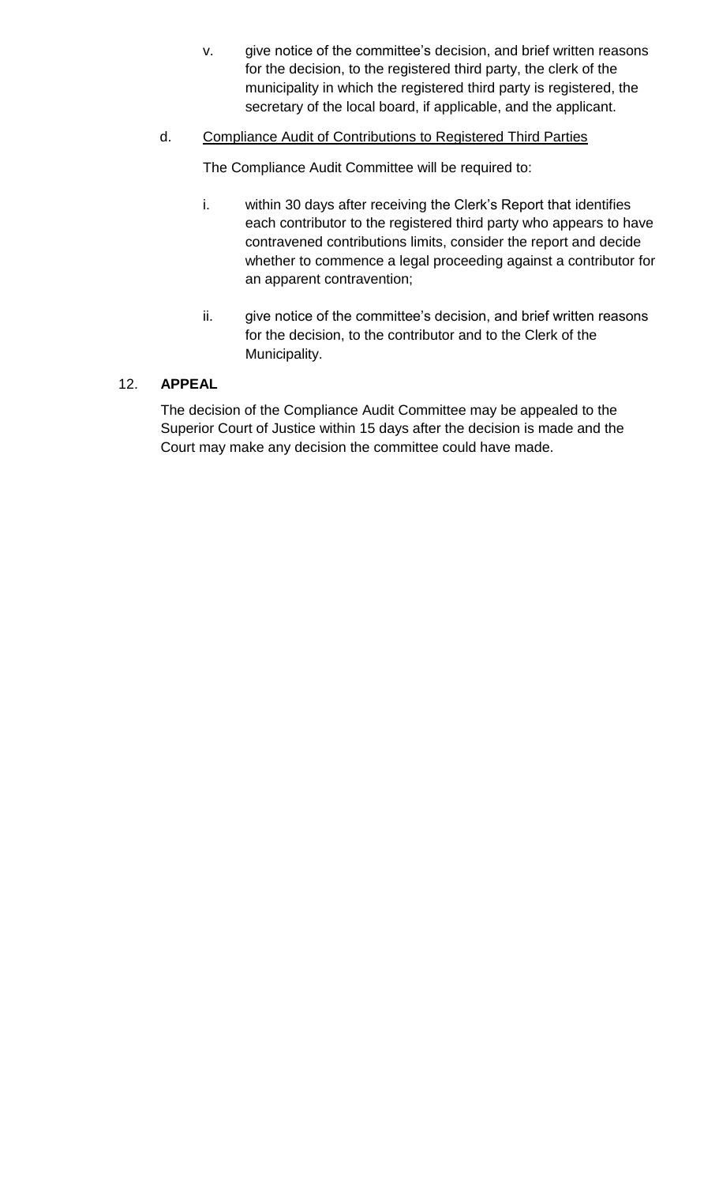v. give notice of the committee’s decision, and brief written reasons for the decision, to the registered third party, the clerk of the municipality in which the registered third party is registered, the secretary of the local board, if applicable, and the applicant.

d. <u>Compliance Audit of Contributions to Registered Third Parties</u>

The Compliance Audit Committee will be required to:

i. within 30 days after receiving the Clerk’s Report that identifies each contributor to the registered third party who appears to have contravened contributions limits, consider the report and decide whether to commence a legal proceeding against a contributor for an apparent contravention;

ii. give notice of the committee’s decision, and brief written reasons for the decision, to the contributor and to the Clerk of the Municipality.

12. **APPEAL**

The decision of the Compliance Audit Committee may be appealed to the Superior Court of Justice within 15 days after the decision is made and the Court may make any decision the committee could have made.